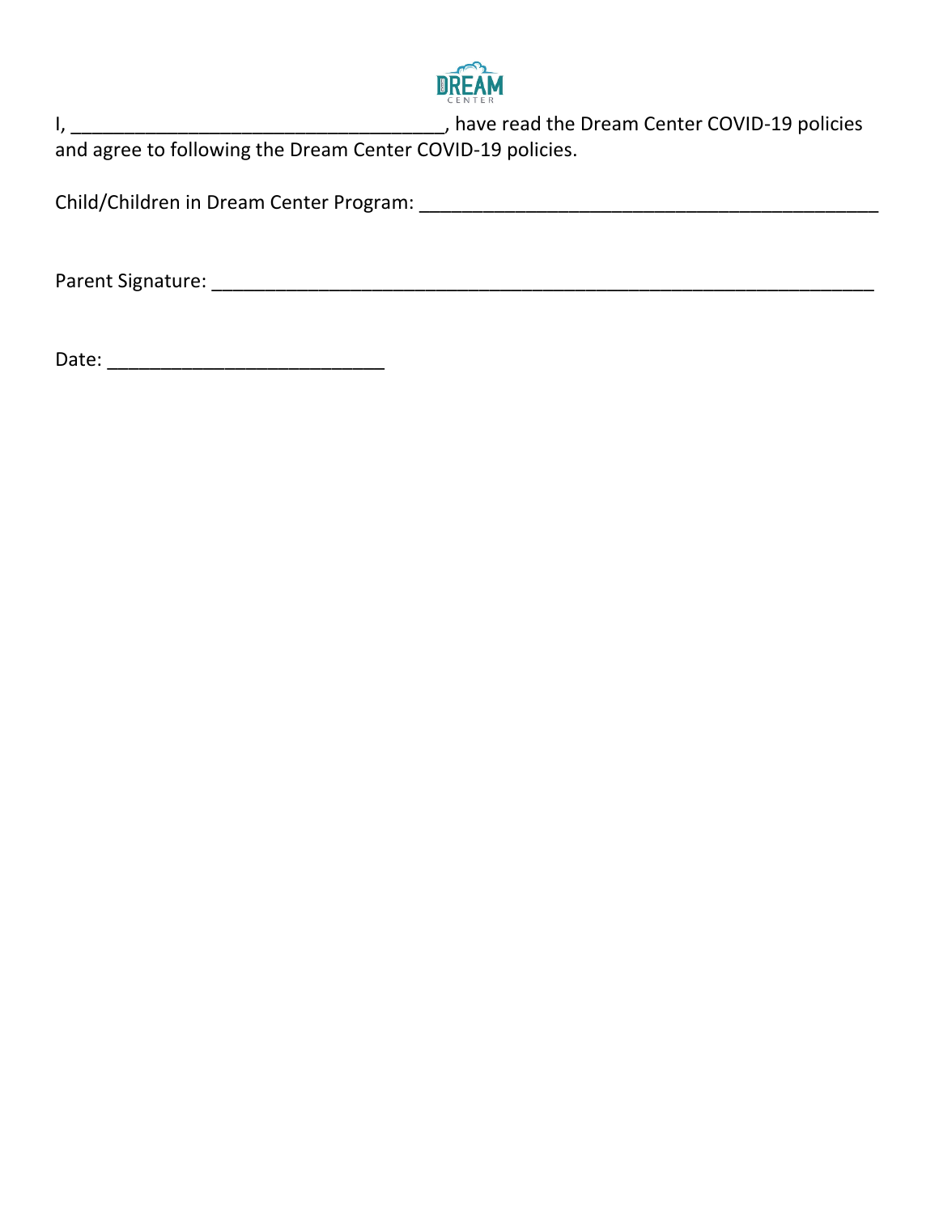I, ___________________________________, have read the Dream Center COVID-19 policies and agree to following the Dream Center COVID-19 policies.

Child/Children in Dream Center Program: ___________________________________________

Parent Signature: ______________________________________________________________

Date: __________________________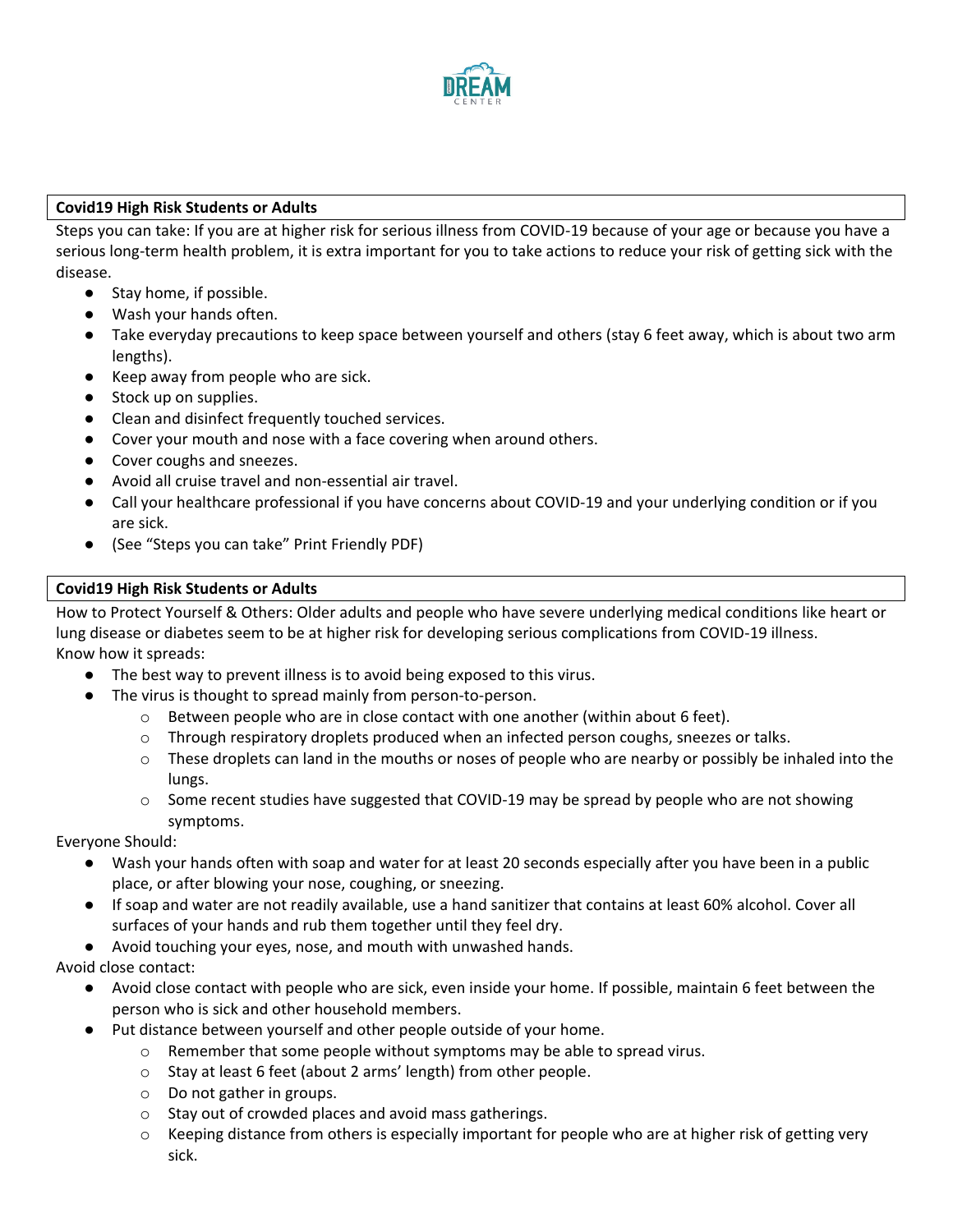**Covid19 High Risk Students or Adults**

Steps you can take: If you are at higher risk for serious illness from COVID-19 because of your age or because you have a serious long-term health problem, it is extra important for you to take actions to reduce your risk of getting sick with the disease.

- Stay home, if possible.
- Wash your hands often.
- Take everyday precautions to keep space between yourself and others (stay 6 feet away, which is about two arm lengths).
- Keep away from people who are sick.
- Stock up on supplies.
- Clean and disinfect frequently touched services.
- Cover your mouth and nose with a face covering when around others.
- Cover coughs and sneezes.
- Avoid all cruise travel and non-essential air travel.
- Call your healthcare professional if you have concerns about COVID-19 and your underlying condition or if you are sick.
- (See "Steps you can take" Print Friendly PDF)

**Covid19 High Risk Students or Adults**

How to Protect Yourself & Others: Older adults and people who have severe underlying medical conditions like heart or lung disease or diabetes seem to be at higher risk for developing serious complications from COVID-19 illness.

Know how it spreads:

- The best way to prevent illness is to avoid being exposed to this virus.
- The virus is thought to spread mainly from person-to-person.
  - Between people who are in close contact with one another (within about 6 feet).
  - Through respiratory droplets produced when an infected person coughs, sneezes or talks.
  - These droplets can land in the mouths or noses of people who are nearby or possibly be inhaled into the lungs.
  - Some recent studies have suggested that COVID-19 may be spread by people who are not showing symptoms.

Everyone Should:

- Wash your hands often with soap and water for at least 20 seconds especially after you have been in a public place, or after blowing your nose, coughing, or sneezing.
- If soap and water are not readily available, use a hand sanitizer that contains at least 60% alcohol. Cover all surfaces of your hands and rub them together until they feel dry.
- Avoid touching your eyes, nose, and mouth with unwashed hands.

Avoid close contact:

- Avoid close contact with people who are sick, even inside your home. If possible, maintain 6 feet between the person who is sick and other household members.
- Put distance between yourself and other people outside of your home.
  - Remember that some people without symptoms may be able to spread virus.
  - Stay at least 6 feet (about 2 arms' length) from other people.
  - Do not gather in groups.
  - Stay out of crowded places and avoid mass gatherings.
  - Keeping distance from others is especially important for people who are at higher risk of getting very sick.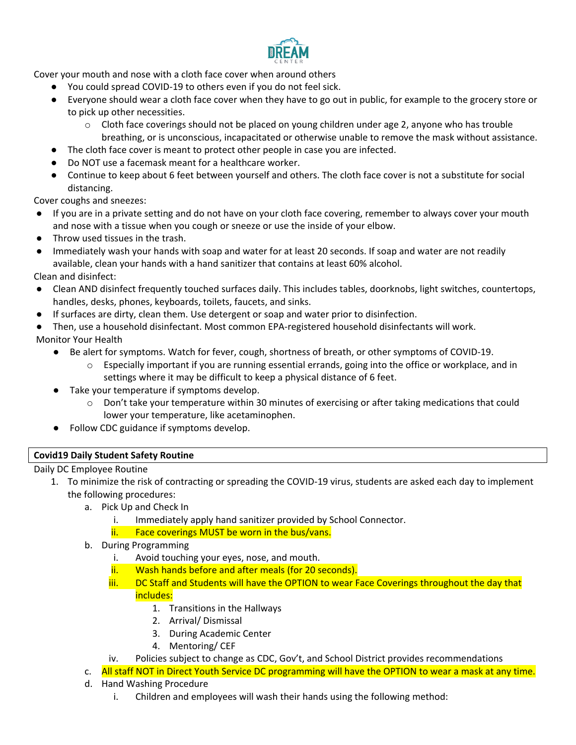Cover your mouth and nose with a cloth face cover when around others

- You could spread COVID-19 to others even if you do not feel sick.
- Everyone should wear a cloth face cover when they have to go out in public, for example to the grocery store or to pick up other necessities.
  - Cloth face coverings should not be placed on young children under age 2, anyone who has trouble breathing, or is unconscious, incapacitated or otherwise unable to remove the mask without assistance.
- The cloth face cover is meant to protect other people in case you are infected.
- Do NOT use a facemask meant for a healthcare worker.
- Continue to keep about 6 feet between yourself and others. The cloth face cover is not a substitute for social distancing.

Cover coughs and sneezes:

- If you are in a private setting and do not have on your cloth face covering, remember to always cover your mouth and nose with a tissue when you cough or sneeze or use the inside of your elbow.
- Throw used tissues in the trash.
- Immediately wash your hands with soap and water for at least 20 seconds. If soap and water are not readily available, clean your hands with a hand sanitizer that contains at least 60% alcohol.

Clean and disinfect:

- Clean AND disinfect frequently touched surfaces daily. This includes tables, doorknobs, light switches, countertops, handles, desks, phones, keyboards, toilets, faucets, and sinks.
- If surfaces are dirty, clean them. Use detergent or soap and water prior to disinfection.
- Then, use a household disinfectant. Most common EPA-registered household disinfectants will work.

Monitor Your Health

- Be alert for symptoms. Watch for fever, cough, shortness of breath, or other symptoms of COVID-19.
  - Especially important if you are running essential errands, going into the office or workplace, and in settings where it may be difficult to keep a physical distance of 6 feet.
- Take your temperature if symptoms develop.
  - Don't take your temperature within 30 minutes of exercising or after taking medications that could lower your temperature, like acetaminophen.
- Follow CDC guidance if symptoms develop.

| **Covid19 Daily Student Safety Routine** |
|---|

Daily DC Employee Routine

1. To minimize the risk of contracting or spreading the COVID-19 virus, students are asked each day to implement the following procedures:
   a. Pick Up and Check In
      i. Immediately apply hand sanitizer provided by School Connector.
      ii. Face coverings MUST be worn in the bus/vans.
   b. During Programming
      i. Avoid touching your eyes, nose, and mouth.
      ii. Wash hands before and after meals (for 20 seconds).
      iii. DC Staff and Students will have the OPTION to wear Face Coverings throughout the day that includes:
         1. Transitions in the Hallways
         2. Arrival/ Dismissal
         3. During Academic Center
         4. Mentoring/ CEF
      iv. Policies subject to change as CDC, Gov't, and School District provides recommendations
   c. All staff NOT in Direct Youth Service DC programming will have the OPTION to wear a mask at any time.
   d. Hand Washing Procedure
      i. Children and employees will wash their hands using the following method: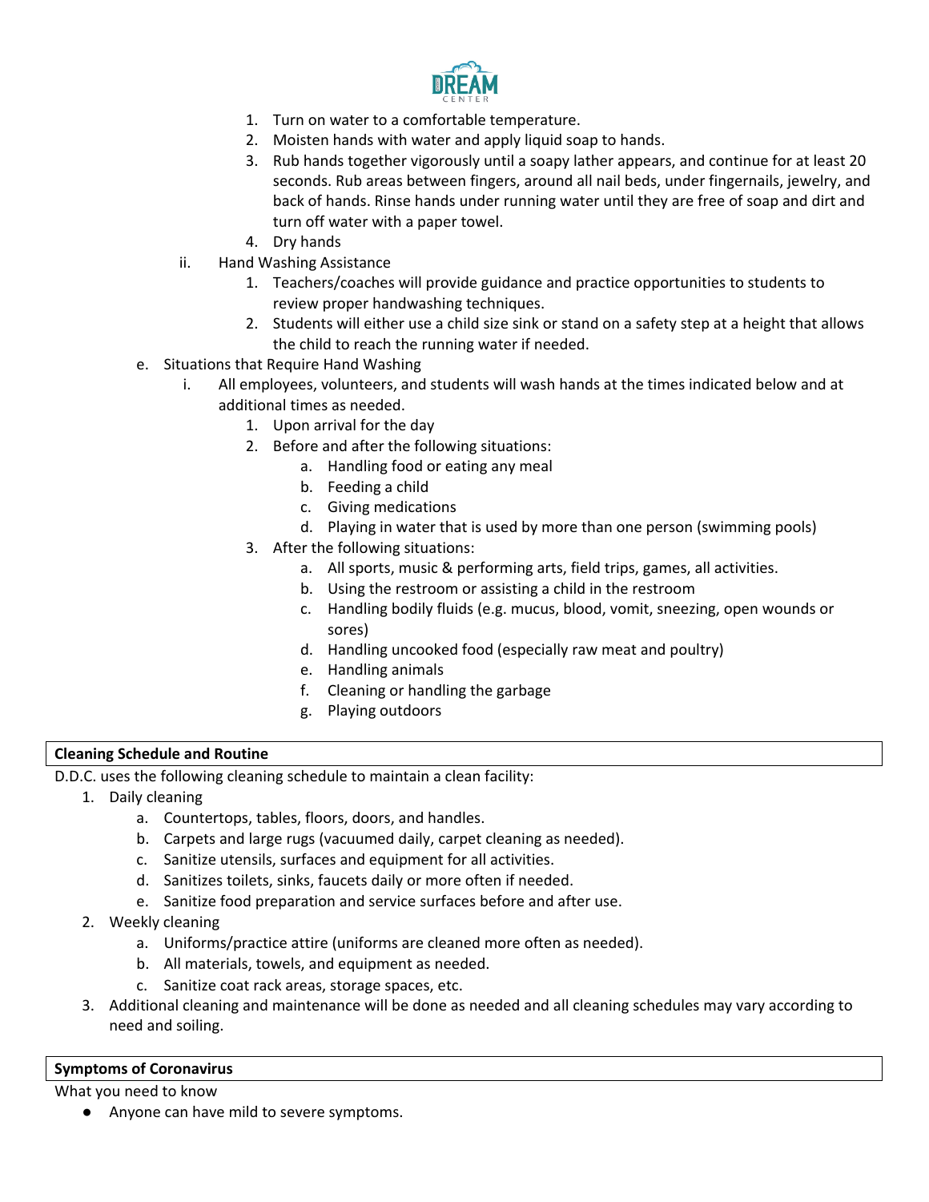1. Turn on water to a comfortable temperature.
2. Moisten hands with water and apply liquid soap to hands.
3. Rub hands together vigorously until a soapy lather appears, and continue for at least 20 seconds. Rub areas between fingers, around all nail beds, under fingernails, jewelry, and back of hands. Rinse hands under running water until they are free of soap and dirt and turn off water with a paper towel.
4. Dry hands

ii. Hand Washing Assistance

1. Teachers/coaches will provide guidance and practice opportunities to students to review proper handwashing techniques.
2. Students will either use a child size sink or stand on a safety step at a height that allows the child to reach the running water if needed.

e. Situations that Require Hand Washing

i. All employees, volunteers, and students will wash hands at the times indicated below and at additional times as needed.

1. Upon arrival for the day
2. Before and after the following situations:
    a. Handling food or eating any meal
    b. Feeding a child
    c. Giving medications
    d. Playing in water that is used by more than one person (swimming pools)
3. After the following situations:
    a. All sports, music & performing arts, field trips, games, all activities.
    b. Using the restroom or assisting a child in the restroom
    c. Handling bodily fluids (e.g. mucus, blood, vomit, sneezing, open wounds or sores)
    d. Handling uncooked food (especially raw meat and poultry)
    e. Handling animals
    f. Cleaning or handling the garbage
    g. Playing outdoors

**Cleaning Schedule and Routine**

D.D.C. uses the following cleaning schedule to maintain a clean facility:

1. Daily cleaning
    a. Countertops, tables, floors, doors, and handles.
    b. Carpets and large rugs (vacuumed daily, carpet cleaning as needed).
    c. Sanitize utensils, surfaces and equipment for all activities.
    d. Sanitizes toilets, sinks, faucets daily or more often if needed.
    e. Sanitize food preparation and service surfaces before and after use.
2. Weekly cleaning
    a. Uniforms/practice attire (uniforms are cleaned more often as needed).
    b. All materials, towels, and equipment as needed.
    c. Sanitize coat rack areas, storage spaces, etc.
3. Additional cleaning and maintenance will be done as needed and all cleaning schedules may vary according to need and soiling.

**Symptoms of Coronavirus**

What you need to know

- Anyone can have mild to severe symptoms.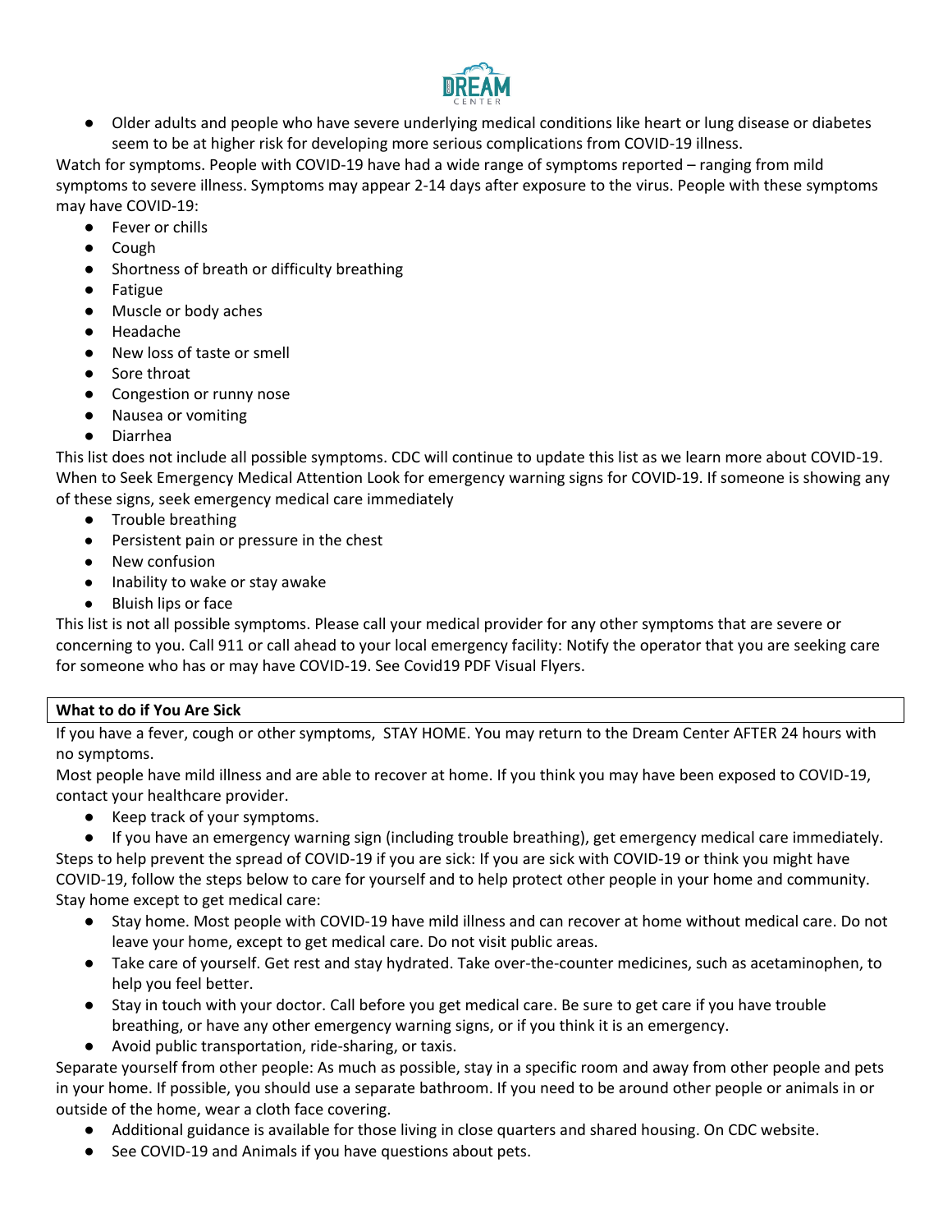- Older adults and people who have severe underlying medical conditions like heart or lung disease or diabetes seem to be at higher risk for developing more serious complications from COVID-19 illness.

Watch for symptoms. People with COVID-19 have had a wide range of symptoms reported – ranging from mild symptoms to severe illness. Symptoms may appear 2-14 days after exposure to the virus. People with these symptoms may have COVID-19:

- Fever or chills
- Cough
- Shortness of breath or difficulty breathing
- Fatigue
- Muscle or body aches
- Headache
- New loss of taste or smell
- Sore throat
- Congestion or runny nose
- Nausea or vomiting
- Diarrhea

This list does not include all possible symptoms. CDC will continue to update this list as we learn more about COVID-19. When to Seek Emergency Medical Attention Look for emergency warning signs for COVID-19. If someone is showing any of these signs, seek emergency medical care immediately

- Trouble breathing
- Persistent pain or pressure in the chest
- New confusion
- Inability to wake or stay awake
- Bluish lips or face

This list is not all possible symptoms. Please call your medical provider for any other symptoms that are severe or concerning to you. Call 911 or call ahead to your local emergency facility: Notify the operator that you are seeking care for someone who has or may have COVID-19. See Covid19 PDF Visual Flyers.

**What to do if You Are Sick**

If you have a fever, cough or other symptoms, STAY HOME. You may return to the Dream Center AFTER 24 hours with no symptoms.

Most people have mild illness and are able to recover at home. If you think you may have been exposed to COVID-19, contact your healthcare provider.

- Keep track of your symptoms.
- If you have an emergency warning sign (including trouble breathing), get emergency medical care immediately.

Steps to help prevent the spread of COVID-19 if you are sick: If you are sick with COVID-19 or think you might have COVID-19, follow the steps below to care for yourself and to help protect other people in your home and community. Stay home except to get medical care:

- Stay home. Most people with COVID-19 have mild illness and can recover at home without medical care. Do not leave your home, except to get medical care. Do not visit public areas.
- Take care of yourself. Get rest and stay hydrated. Take over-the-counter medicines, such as acetaminophen, to help you feel better.
- Stay in touch with your doctor. Call before you get medical care. Be sure to get care if you have trouble breathing, or have any other emergency warning signs, or if you think it is an emergency.
- Avoid public transportation, ride-sharing, or taxis.

Separate yourself from other people: As much as possible, stay in a specific room and away from other people and pets in your home. If possible, you should use a separate bathroom. If you need to be around other people or animals in or outside of the home, wear a cloth face covering.

- Additional guidance is available for those living in close quarters and shared housing. On CDC website.
- See COVID-19 and Animals if you have questions about pets.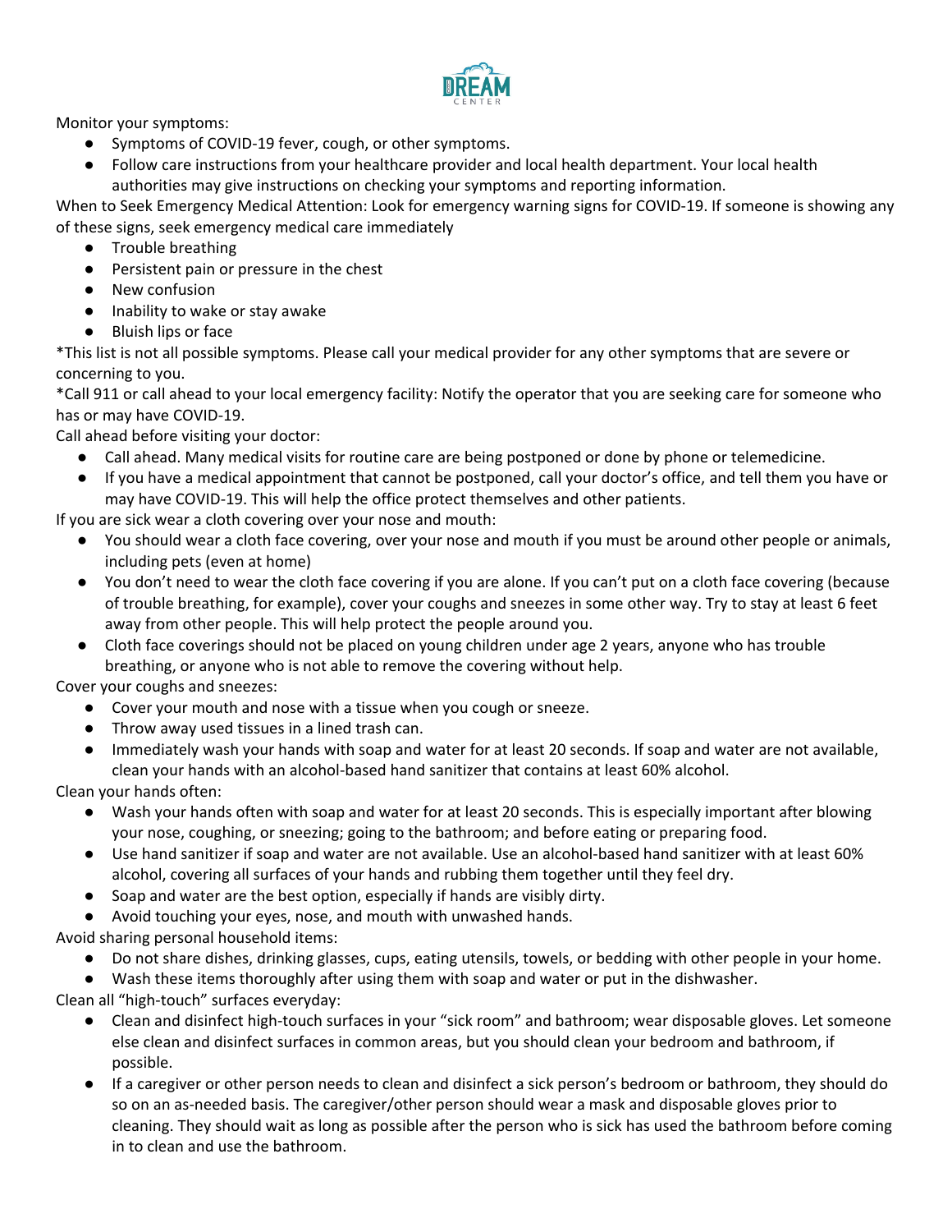Monitor your symptoms:

- Symptoms of COVID-19 fever, cough, or other symptoms.
- Follow care instructions from your healthcare provider and local health department. Your local health authorities may give instructions on checking your symptoms and reporting information.

When to Seek Emergency Medical Attention: Look for emergency warning signs for COVID-19. If someone is showing any of these signs, seek emergency medical care immediately

- Trouble breathing
- Persistent pain or pressure in the chest
- New confusion
- Inability to wake or stay awake
- Bluish lips or face

*This list is not all possible symptoms. Please call your medical provider for any other symptoms that are severe or concerning to you.

*Call 911 or call ahead to your local emergency facility: Notify the operator that you are seeking care for someone who has or may have COVID-19.

Call ahead before visiting your doctor:

- Call ahead. Many medical visits for routine care are being postponed or done by phone or telemedicine.
- If you have a medical appointment that cannot be postponed, call your doctor's office, and tell them you have or may have COVID-19. This will help the office protect themselves and other patients.

If you are sick wear a cloth covering over your nose and mouth:

- You should wear a cloth face covering, over your nose and mouth if you must be around other people or animals, including pets (even at home)
- You don't need to wear the cloth face covering if you are alone. If you can't put on a cloth face covering (because of trouble breathing, for example), cover your coughs and sneezes in some other way. Try to stay at least 6 feet away from other people. This will help protect the people around you.
- Cloth face coverings should not be placed on young children under age 2 years, anyone who has trouble breathing, or anyone who is not able to remove the covering without help.

Cover your coughs and sneezes:

- Cover your mouth and nose with a tissue when you cough or sneeze.
- Throw away used tissues in a lined trash can.
- Immediately wash your hands with soap and water for at least 20 seconds. If soap and water are not available, clean your hands with an alcohol-based hand sanitizer that contains at least 60% alcohol.

Clean your hands often:

- Wash your hands often with soap and water for at least 20 seconds. This is especially important after blowing your nose, coughing, or sneezing; going to the bathroom; and before eating or preparing food.
- Use hand sanitizer if soap and water are not available. Use an alcohol-based hand sanitizer with at least 60% alcohol, covering all surfaces of your hands and rubbing them together until they feel dry.
- Soap and water are the best option, especially if hands are visibly dirty.
- Avoid touching your eyes, nose, and mouth with unwashed hands.

Avoid sharing personal household items:

- Do not share dishes, drinking glasses, cups, eating utensils, towels, or bedding with other people in your home.
- Wash these items thoroughly after using them with soap and water or put in the dishwasher.

Clean all "high-touch" surfaces everyday:

- Clean and disinfect high-touch surfaces in your "sick room" and bathroom; wear disposable gloves. Let someone else clean and disinfect surfaces in common areas, but you should clean your bedroom and bathroom, if possible.
- If a caregiver or other person needs to clean and disinfect a sick person's bedroom or bathroom, they should do so on an as-needed basis. The caregiver/other person should wear a mask and disposable gloves prior to cleaning. They should wait as long as possible after the person who is sick has used the bathroom before coming in to clean and use the bathroom.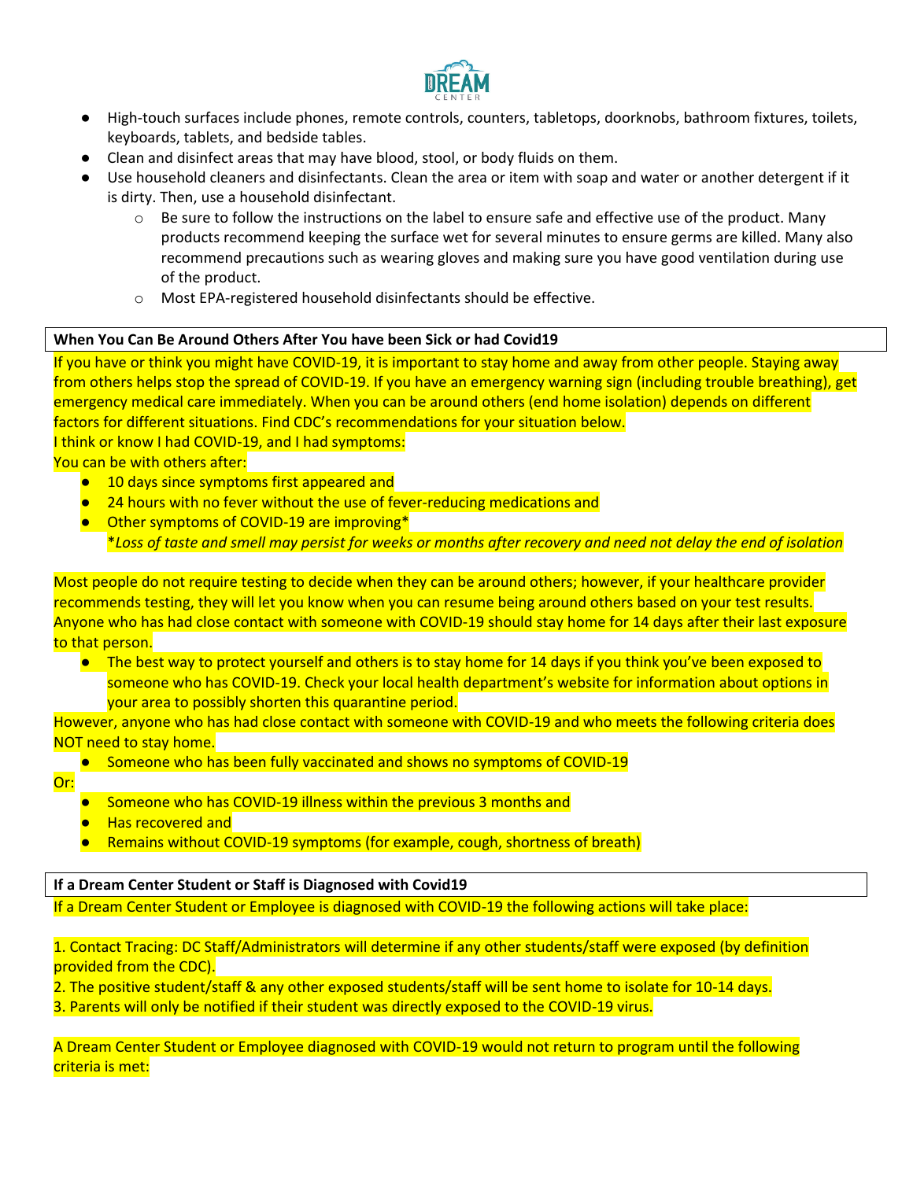- High-touch surfaces include phones, remote controls, counters, tabletops, doorknobs, bathroom fixtures, toilets, keyboards, tablets, and bedside tables.
- Clean and disinfect areas that may have blood, stool, or body fluids on them.
- Use household cleaners and disinfectants. Clean the area or item with soap and water or another detergent if it is dirty. Then, use a household disinfectant.
  - Be sure to follow the instructions on the label to ensure safe and effective use of the product. Many products recommend keeping the surface wet for several minutes to ensure germs are killed. Many also recommend precautions such as wearing gloves and making sure you have good ventilation during use of the product.
  - Most EPA-registered household disinfectants should be effective.

**When You Can Be Around Others After You have been Sick or had Covid19**

If you have or think you might have COVID-19, it is important to stay home and away from other people. Staying away from others helps stop the spread of COVID-19. If you have an emergency warning sign (including trouble breathing), get emergency medical care immediately. When you can be around others (end home isolation) depends on different factors for different situations. Find CDC's recommendations for your situation below.

I think or know I had COVID-19, and I had symptoms:

You can be with others after:

- 10 days since symptoms first appeared and
- 24 hours with no fever without the use of fever-reducing medications and
- Other symptoms of COVID-19 are improving*

  **Loss of taste and smell may persist for weeks or months after recovery and need not delay the end of isolation*

Most people do not require testing to decide when they can be around others; however, if your healthcare provider recommends testing, they will let you know when you can resume being around others based on your test results.

Anyone who has had close contact with someone with COVID-19 should stay home for 14 days after their last exposure to that person.

- The best way to protect yourself and others is to stay home for 14 days if you think you've been exposed to someone who has COVID-19. Check your local health department's website for information about options in your area to possibly shorten this quarantine period.

However, anyone who has had close contact with someone with COVID-19 and who meets the following criteria does NOT need to stay home.

- Someone who has been fully vaccinated and shows no symptoms of COVID-19

Or:

- Someone who has COVID-19 illness within the previous 3 months and
- Has recovered and
- Remains without COVID-19 symptoms (for example, cough, shortness of breath)

**If a Dream Center Student or Staff is Diagnosed with Covid19**

If a Dream Center Student or Employee is diagnosed with COVID-19 the following actions will take place:

1. Contact Tracing: DC Staff/Administrators will determine if any other students/staff were exposed (by definition provided from the CDC).
2. The positive student/staff & any other exposed students/staff will be sent home to isolate for 10-14 days.
3. Parents will only be notified if their student was directly exposed to the COVID-19 virus.

A Dream Center Student or Employee diagnosed with COVID-19 would not return to program until the following criteria is met: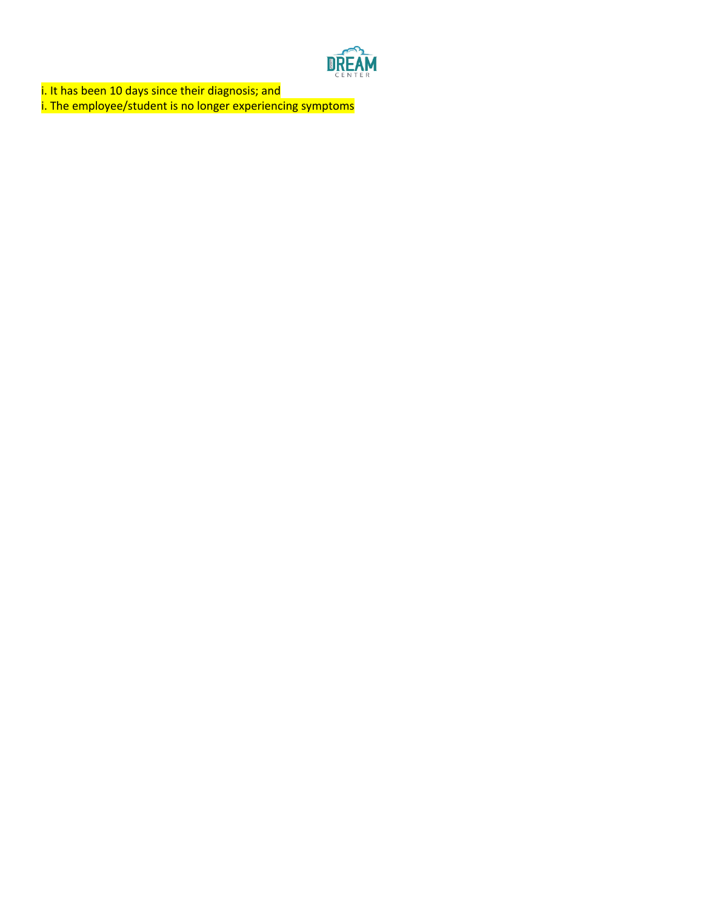i. It has been 10 days since their diagnosis; and

i. The employee/student is no longer experiencing symptoms